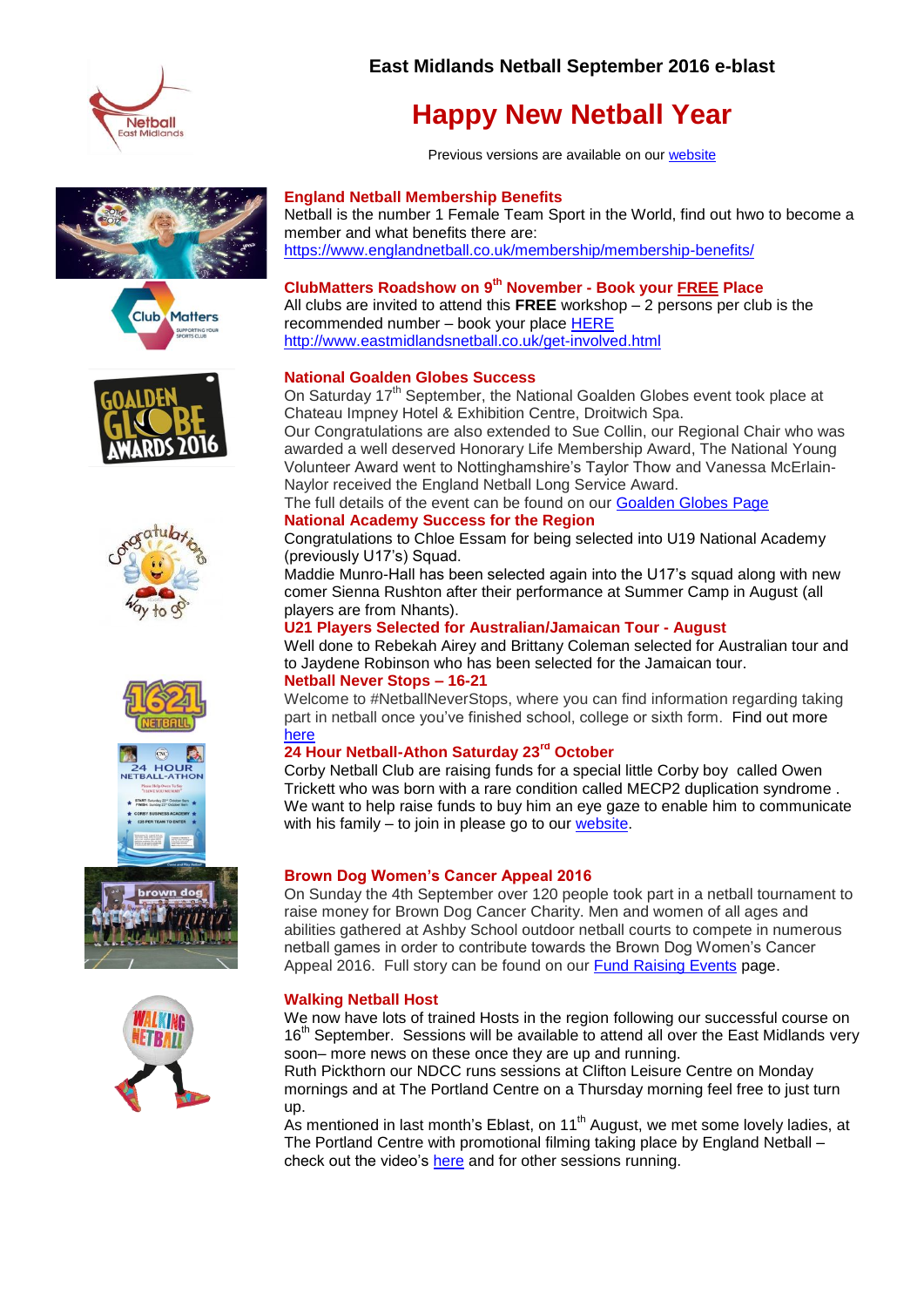# East Midlands Netball September 2016 e-blast

## Happy New Netball Year

Previous versions are available on our website

**England Netball Membership Benefits**

Netball is the number 1 Female Team Sport in the World, find out hwo to become a member and what benefits there are:
https://www.englandnetball.co.uk/membership/membership-benefits/

**ClubMatters Roadshow on 9th November - Book your FREE Place**

All clubs are invited to attend this **FREE** workshop – 2 persons per club is the recommended number – book your place HERE
http://www.eastmidlandsnetball.co.uk/get-involved.html

**National Goalden Globes Success**

On Saturday 17th September, the National Goalden Globes event took place at Chateau Impney Hotel & Exhibition Centre, Droitwich Spa.
Our Congratulations are also extended to Sue Collin, our Regional Chair who was awarded a well deserved Honorary Life Membership Award, The National Young Volunteer Award went to Nottinghamshire's Taylor Thow and Vanessa McErlain-Naylor received the England Netball Long Service Award.
The full details of the event can be found on our Goalden Globes Page

**National Academy Success for the Region**

Congratulations to Chloe Essam for being selected into U19 National Academy (previously U17's) Squad.
Maddie Munro-Hall has been selected again into the U17's squad along with new comer Sienna Rushton after their performance at Summer Camp in August (all players are from Nhants).

**U21 Players Selected for Australian/Jamaican Tour - August**

Well done to Rebekah Airey and Brittany Coleman selected for Australian tour and to Jaydene Robinson who has been selected for the Jamaican tour.

**Netball Never Stops – 16-21**

Welcome to #NetballNeverStops, where you can find information regarding taking part in netball once you've finished school, college or sixth form. Find out more here

**24 Hour Netball-Athon Saturday 23rd October**

Corby Netball Club are raising funds for a special little Corby boy called Owen Trickett who was born with a rare condition called MECP2 duplication syndrome . We want to help raise funds to buy him an eye gaze to enable him to communicate with his family – to join in please go to our website.

**Brown Dog Women's Cancer Appeal 2016**

On Sunday the 4th September over 120 people took part in a netball tournament to raise money for Brown Dog Cancer Charity. Men and women of all ages and abilities gathered at Ashby School outdoor netball courts to compete in numerous netball games in order to contribute towards the Brown Dog Women's Cancer Appeal 2016. Full story can be found on our Fund Raising Events page.

**Walking Netball Host**

We now have lots of trained Hosts in the region following our successful course on 16th September. Sessions will be available to attend all over the East Midlands very soon– more news on these once they are up and running.
Ruth Pickthorn our NDCC runs sessions at Clifton Leisure Centre on Monday mornings and at The Portland Centre on a Thursday morning feel free to just turn up.
As mentioned in last month's Eblast, on 11th August, we met some lovely ladies, at The Portland Centre with promotional filming taking place by England Netball – check out the video's here and for other sessions running.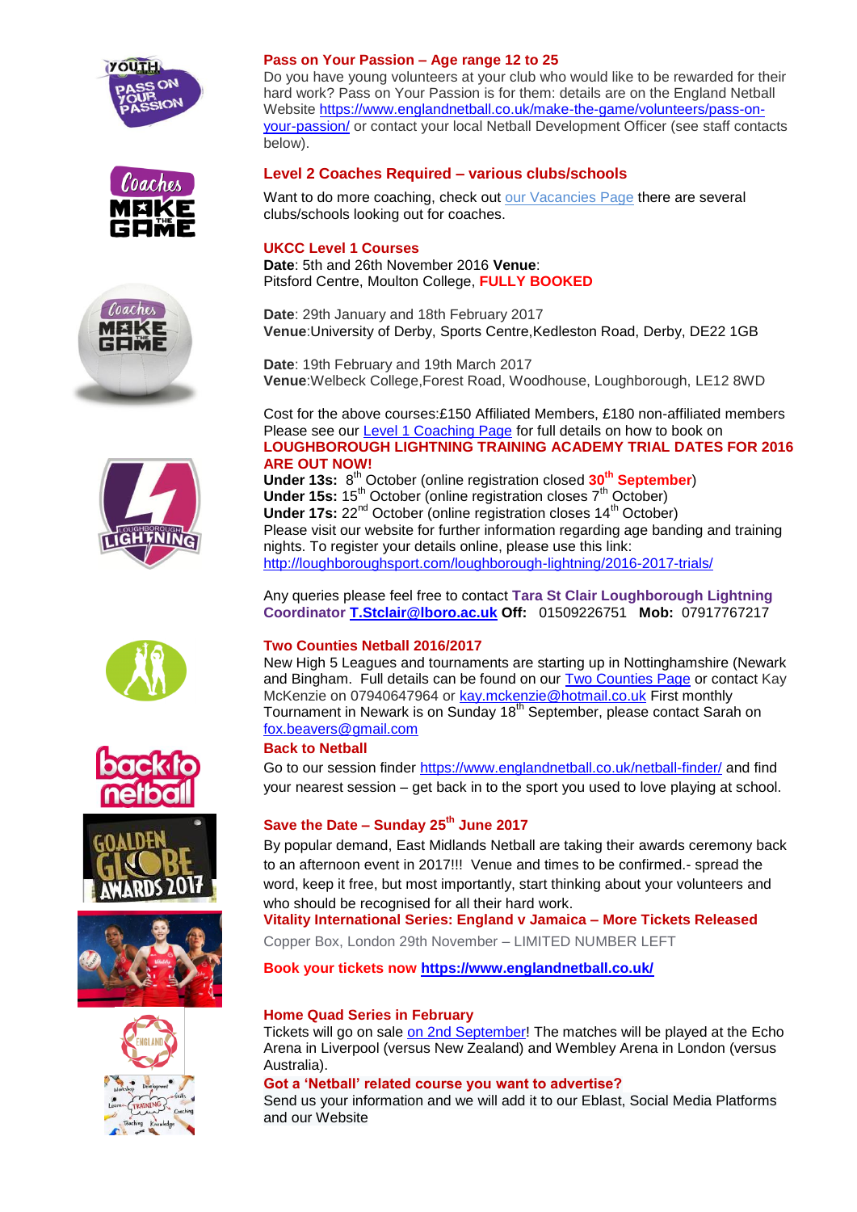### Pass on Your Passion – Age range 12 to 25

Do you have young volunteers at your club who would like to be rewarded for their hard work? Pass on Your Passion is for them: details are on the England Netball Website https://www.englandnetball.co.uk/make-the-game/volunteers/pass-on-your-passion/ or contact your local Netball Development Officer (see staff contacts below).

### Level 2 Coaches Required – various clubs/schools

Want to do more coaching, check out our Vacancies Page there are several clubs/schools looking out for coaches.

### UKCC Level 1 Courses

**Date**: 5th and 26th November 2016 **Venue**:
Pitsford Centre, Moulton College, **FULLY BOOKED**

**Date**: 29th January and 18th February 2017
**Venue**:University of Derby, Sports Centre,Kedleston Road, Derby, DE22 1GB

**Date**: 19th February and 19th March 2017
**Venue**:Welbeck College,Forest Road, Woodhouse, Loughborough, LE12 8WD

Cost for the above courses:£150 Affiliated Members, £180 non-affiliated members
Please see our Level 1 Coaching Page for full details on how to book on

### LOUGHBOROUGH LIGHTNING TRAINING ACADEMY TRIAL DATES FOR 2016 ARE OUT NOW!

**Under 13s:** 8th October (online registration closed **30th September**)
**Under 15s:** 15th October (online registration closes 7th October)
**Under 17s:** 22nd October (online registration closes 14th October)
Please visit our website for further information regarding age banding and training nights. To register your details online, please use this link:
http://loughboroughsport.com/loughborough-lightning/2016-2017-trials/

Any queries please feel free to contact **Tara St Clair Loughborough Lightning Coordinator T.Stclair@lboro.ac.uk** **Off:** 01509226751 **Mob:** 07917767217

### Two Counties Netball 2016/2017

New High 5 Leagues and tournaments are starting up in Nottinghamshire (Newark and Bingham. Full details can be found on our Two Counties Page or contact Kay McKenzie on 07940647964 or kay.mckenzie@hotmail.co.uk First monthly Tournament in Newark is on Sunday 18th September, please contact Sarah on fox.beavers@gmail.com

### Back to Netball

Go to our session finder https://www.englandnetball.co.uk/netball-finder/ and find your nearest session – get back in to the sport you used to love playing at school.

### Save the Date – Sunday 25th June 2017

By popular demand, East Midlands Netball are taking their awards ceremony back to an afternoon event in 2017!!! Venue and times to be confirmed.- spread the word, keep it free, but most importantly, start thinking about your volunteers and who should be recognised for all their hard work.

### Vitality International Series: England v Jamaica – More Tickets Released

Copper Box, London 29th November – LIMITED NUMBER LEFT

**Book your tickets now https://www.englandnetball.co.uk/**

### Home Quad Series in February

Tickets will go on sale on 2nd September! The matches will be played at the Echo Arena in Liverpool (versus New Zealand) and Wembley Arena in London (versus Australia).

### Got a 'Netball' related course you want to advertise?

Send us your information and we will add it to our Eblast, Social Media Platforms and our Website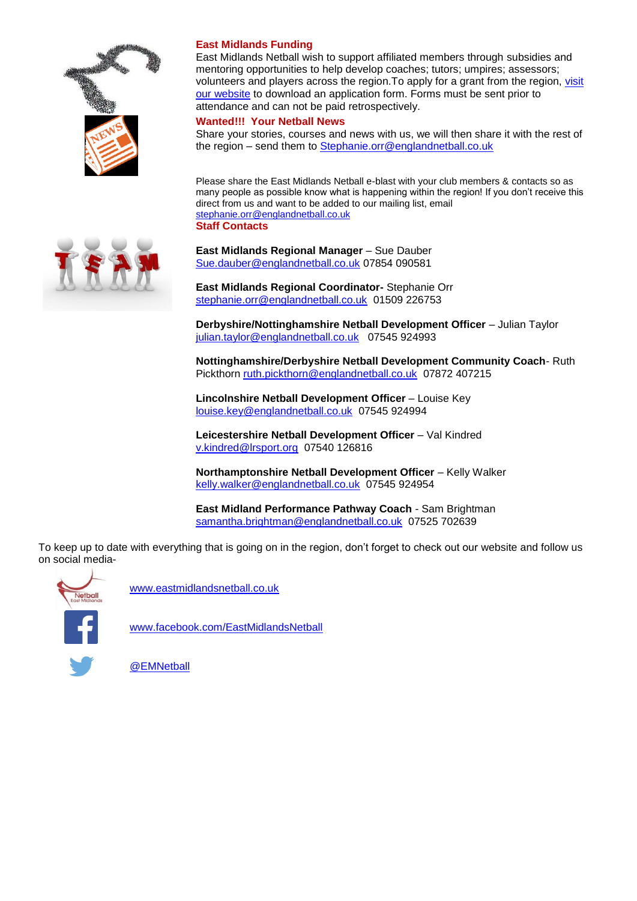## East Midlands Funding

East Midlands Netball wish to support affiliated members through subsidies and mentoring opportunities to help develop coaches; tutors; umpires; assessors; volunteers and players across the region.To apply for a grant from the region, visit our website to download an application form. Forms must be sent prior to attendance and can not be paid retrospectively.

## Wanted!!! Your Netball News

Share your stories, courses and news with us, we will then share it with the rest of the region – send them to Stephanie.orr@englandnetball.co.uk

Please share the East Midlands Netball e-blast with your club members & contacts so as many people as possible know what is happening within the region! If you don't receive this direct from us and want to be added to our mailing list, email stephanie.orr@englandnetball.co.uk

## Staff Contacts

**East Midlands Regional Manager** – Sue Dauber
Sue.dauber@englandnetball.co.uk 07854 090581

**East Midlands Regional Coordinator-** Stephanie Orr
stephanie.orr@englandnetball.co.uk 01509 226753

**Derbyshire/Nottinghamshire Netball Development Officer** – Julian Taylor
julian.taylor@englandnetball.co.uk 07545 924993

**Nottinghamshire/Derbyshire Netball Development Community Coach**- Ruth Pickthorn ruth.pickthorn@englandnetball.co.uk 07872 407215

**Lincolnshire Netball Development Officer** – Louise Key
louise.key@englandnetball.co.uk 07545 924994

**Leicestershire Netball Development Officer** – Val Kindred
v.kindred@lrsport.org 07540 126816

**Northamptonshire Netball Development Officer** – Kelly Walker
kelly.walker@englandnetball.co.uk 07545 924954

**East Midland Performance Pathway Coach** - Sam Brightman
samantha.brightman@englandnetball.co.uk 07525 702639

To keep up to date with everything that is going on in the region, don't forget to check out our website and follow us on social media-

www.eastmidlandsnetball.co.uk

www.facebook.com/EastMidlandsNetball

@EMNetball